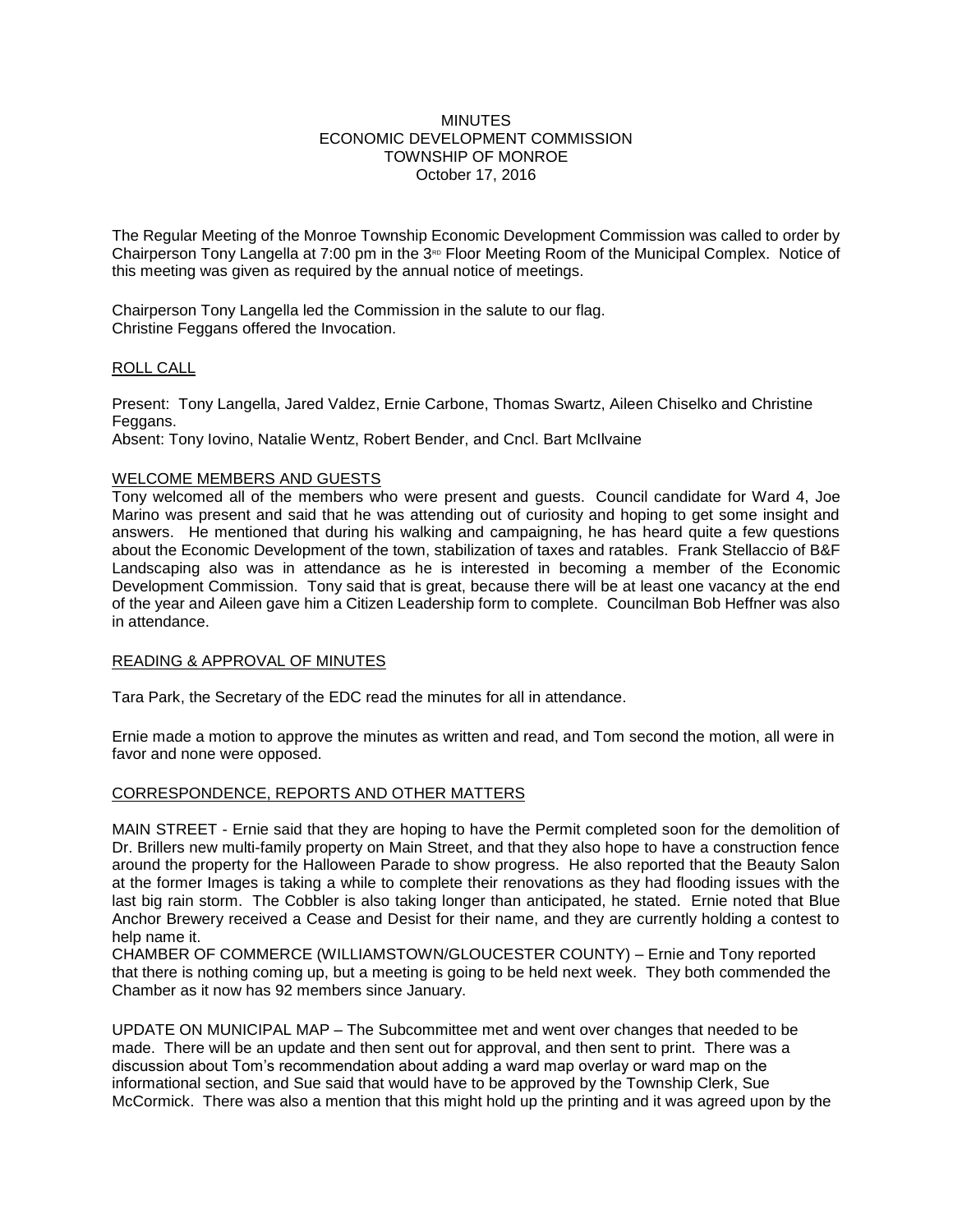MINUTES
ECONOMIC DEVELOPMENT COMMISSION
TOWNSHIP OF MONROE
October 17, 2016

The Regular Meeting of the Monroe Township Economic Development Commission was called to order by Chairperson Tony Langella at 7:00 pm in the 3RD Floor Meeting Room of the Municipal Complex. Notice of this meeting was given as required by the annual notice of meetings.

Chairperson Tony Langella led the Commission in the salute to our flag.
Christine Feggans offered the Invocation.

ROLL CALL

Present: Tony Langella, Jared Valdez, Ernie Carbone, Thomas Swartz, Aileen Chiselko and Christine Feggans.
Absent: Tony Iovino, Natalie Wentz, Robert Bender, and Cncl. Bart McIlvaine

WELCOME MEMBERS AND GUESTS

Tony welcomed all of the members who were present and guests. Council candidate for Ward 4, Joe Marino was present and said that he was attending out of curiosity and hoping to get some insight and answers. He mentioned that during his walking and campaigning, he has heard quite a few questions about the Economic Development of the town, stabilization of taxes and ratables. Frank Stellaccio of B&F Landscaping also was in attendance as he is interested in becoming a member of the Economic Development Commission. Tony said that is great, because there will be at least one vacancy at the end of the year and Aileen gave him a Citizen Leadership form to complete. Councilman Bob Heffner was also in attendance.

READING & APPROVAL OF MINUTES

Tara Park, the Secretary of the EDC read the minutes for all in attendance.

Ernie made a motion to approve the minutes as written and read, and Tom second the motion, all were in favor and none were opposed.

CORRESPONDENCE, REPORTS AND OTHER MATTERS

MAIN STREET - Ernie said that they are hoping to have the Permit completed soon for the demolition of Dr. Brillers new multi-family property on Main Street, and that they also hope to have a construction fence around the property for the Halloween Parade to show progress. He also reported that the Beauty Salon at the former Images is taking a while to complete their renovations as they had flooding issues with the last big rain storm. The Cobbler is also taking longer than anticipated, he stated. Ernie noted that Blue Anchor Brewery received a Cease and Desist for their name, and they are currently holding a contest to help name it.
CHAMBER OF COMMERCE (WILLIAMSTOWN/GLOUCESTER COUNTY) – Ernie and Tony reported that there is nothing coming up, but a meeting is going to be held next week. They both commended the Chamber as it now has 92 members since January.

UPDATE ON MUNICIPAL MAP – The Subcommittee met and went over changes that needed to be made. There will be an update and then sent out for approval, and then sent to print. There was a discussion about Tom's recommendation about adding a ward map overlay or ward map on the informational section, and Sue said that would have to be approved by the Township Clerk, Sue McCormick. There was also a mention that this might hold up the printing and it was agreed upon by the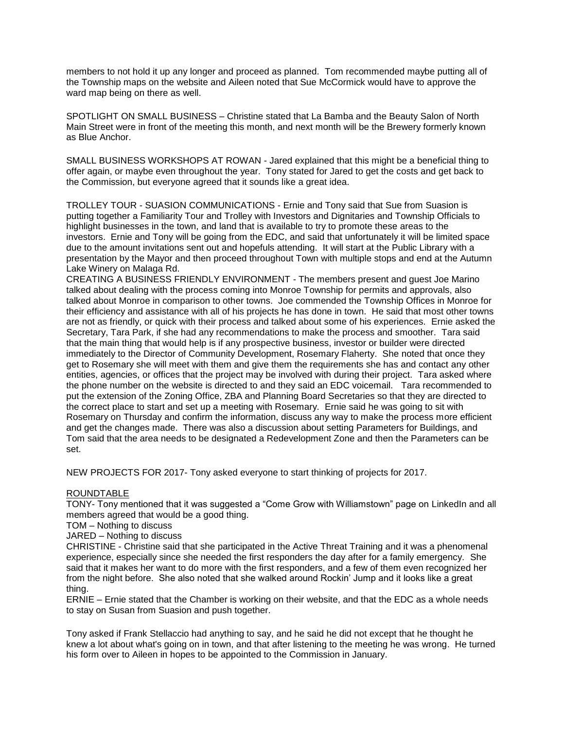members to not hold it up any longer and proceed as planned. Tom recommended maybe putting all of the Township maps on the website and Aileen noted that Sue McCormick would have to approve the ward map being on there as well.

SPOTLIGHT ON SMALL BUSINESS – Christine stated that La Bamba and the Beauty Salon of North Main Street were in front of the meeting this month, and next month will be the Brewery formerly known as Blue Anchor.

SMALL BUSINESS WORKSHOPS AT ROWAN - Jared explained that this might be a beneficial thing to offer again, or maybe even throughout the year. Tony stated for Jared to get the costs and get back to the Commission, but everyone agreed that it sounds like a great idea.

TROLLEY TOUR - SUASION COMMUNICATIONS - Ernie and Tony said that Sue from Suasion is putting together a Familiarity Tour and Trolley with Investors and Dignitaries and Township Officials to highlight businesses in the town, and land that is available to try to promote these areas to the investors. Ernie and Tony will be going from the EDC, and said that unfortunately it will be limited space due to the amount invitations sent out and hopefuls attending. It will start at the Public Library with a presentation by the Mayor and then proceed throughout Town with multiple stops and end at the Autumn Lake Winery on Malaga Rd.

CREATING A BUSINESS FRIENDLY ENVIRONMENT - The members present and guest Joe Marino talked about dealing with the process coming into Monroe Township for permits and approvals, also talked about Monroe in comparison to other towns. Joe commended the Township Offices in Monroe for their efficiency and assistance with all of his projects he has done in town. He said that most other towns are not as friendly, or quick with their process and talked about some of his experiences. Ernie asked the Secretary, Tara Park, if she had any recommendations to make the process and smoother. Tara said that the main thing that would help is if any prospective business, investor or builder were directed immediately to the Director of Community Development, Rosemary Flaherty. She noted that once they get to Rosemary she will meet with them and give them the requirements she has and contact any other entities, agencies, or offices that the project may be involved with during their project. Tara asked where the phone number on the website is directed to and they said an EDC voicemail. Tara recommended to put the extension of the Zoning Office, ZBA and Planning Board Secretaries so that they are directed to the correct place to start and set up a meeting with Rosemary. Ernie said he was going to sit with Rosemary on Thursday and confirm the information, discuss any way to make the process more efficient and get the changes made. There was also a discussion about setting Parameters for Buildings, and Tom said that the area needs to be designated a Redevelopment Zone and then the Parameters can be set.

NEW PROJECTS FOR 2017- Tony asked everyone to start thinking of projects for 2017.

<u>ROUNDTABLE</u>

TONY- Tony mentioned that it was suggested a "Come Grow with Williamstown" page on LinkedIn and all members agreed that would be a good thing.

TOM – Nothing to discuss

JARED – Nothing to discuss

CHRISTINE - Christine said that she participated in the Active Threat Training and it was a phenomenal experience, especially since she needed the first responders the day after for a family emergency. She said that it makes her want to do more with the first responders, and a few of them even recognized her from the night before. She also noted that she walked around Rockin' Jump and it looks like a great thing.

ERNIE – Ernie stated that the Chamber is working on their website, and that the EDC as a whole needs to stay on Susan from Suasion and push together.

Tony asked if Frank Stellaccio had anything to say, and he said he did not except that he thought he knew a lot about what's going on in town, and that after listening to the meeting he was wrong. He turned his form over to Aileen in hopes to be appointed to the Commission in January.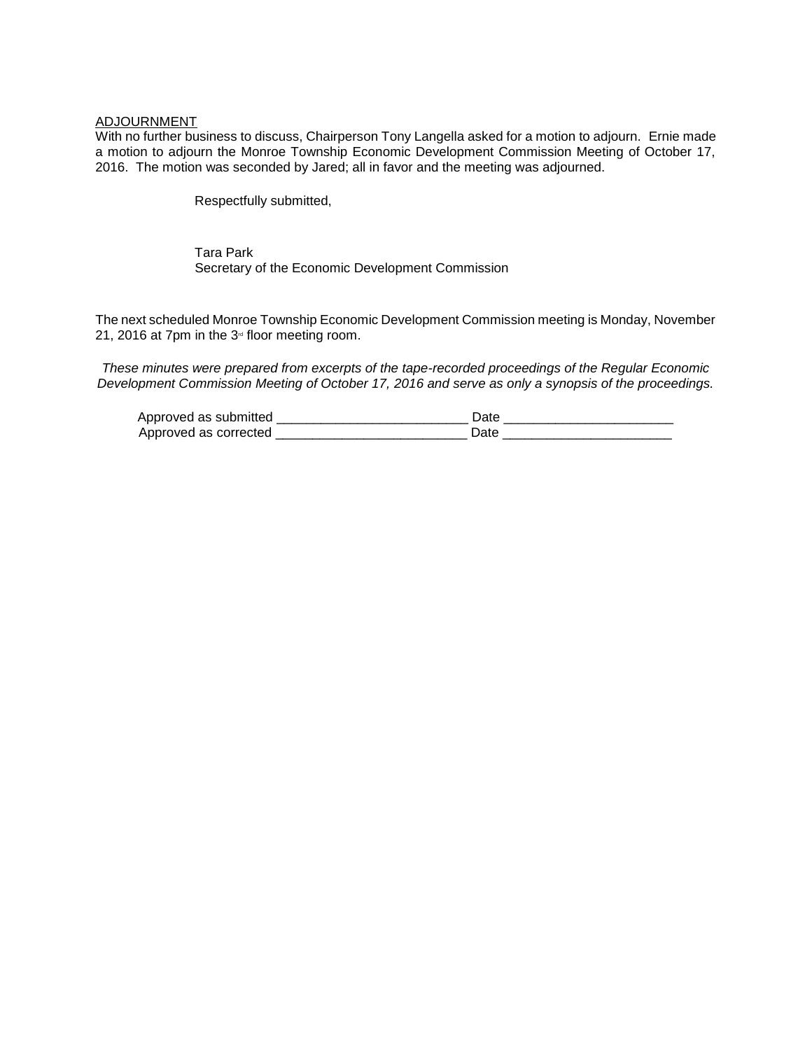<u>ADJOURNMENT</u>

With no further business to discuss, Chairperson Tony Langella asked for a motion to adjourn. Ernie made a motion to adjourn the Monroe Township Economic Development Commission Meeting of October 17, 2016. The motion was seconded by Jared; all in favor and the meeting was adjourned.

Respectfully submitted,

Tara Park
Secretary of the Economic Development Commission

The next scheduled Monroe Township Economic Development Commission meeting is Monday, November 21, 2016 at 7pm in the 3rd floor meeting room.

*These minutes were prepared from excerpts of the tape-recorded proceedings of the Regular Economic Development Commission Meeting of October 17, 2016 and serve as only a synopsis of the proceedings.*

Approved as submitted __________________________ Date _______________________
Approved as corrected __________________________ Date _______________________